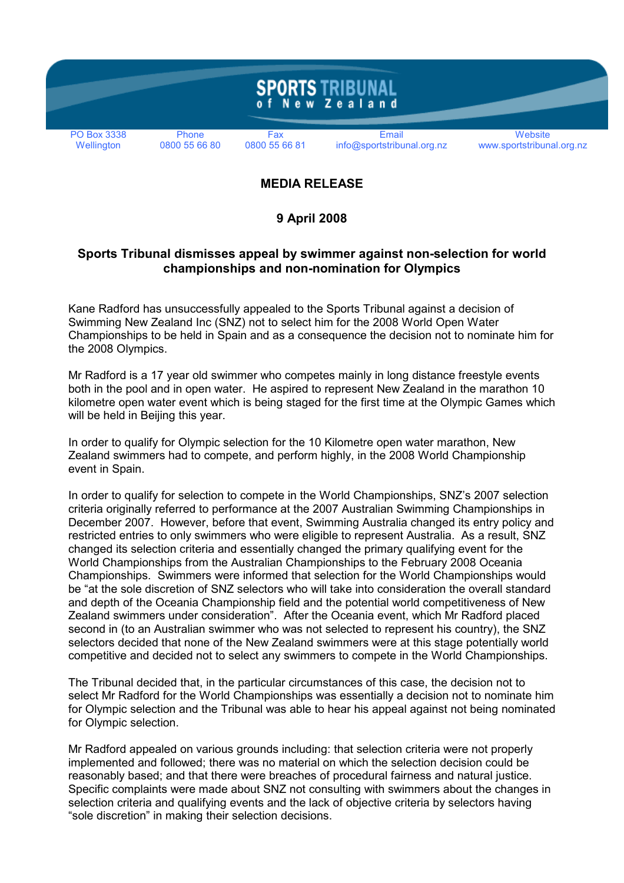# SPORTS TRIBUNAL of New Zealand

| PO Box 3338 Wellington | Phone 0800 55 66 80 | Fax 0800 55 66 81 | Email info@sportstribunal.org.nz | Website www.sportstribunal.org.nz |
|---|---|---|---|---|

**MEDIA RELEASE**

**9 April 2008**

## Sports Tribunal dismisses appeal by swimmer against non-selection for world championships and non-nomination for Olympics

Kane Radford has unsuccessfully appealed to the Sports Tribunal against a decision of Swimming New Zealand Inc (SNZ) not to select him for the 2008 World Open Water Championships to be held in Spain and as a consequence the decision not to nominate him for the 2008 Olympics.

Mr Radford is a 17 year old swimmer who competes mainly in long distance freestyle events both in the pool and in open water. He aspired to represent New Zealand in the marathon 10 kilometre open water event which is being staged for the first time at the Olympic Games which will be held in Beijing this year.

In order to qualify for Olympic selection for the 10 Kilometre open water marathon, New Zealand swimmers had to compete, and perform highly, in the 2008 World Championship event in Spain.

In order to qualify for selection to compete in the World Championships, SNZ's 2007 selection criteria originally referred to performance at the 2007 Australian Swimming Championships in December 2007. However, before that event, Swimming Australia changed its entry policy and restricted entries to only swimmers who were eligible to represent Australia. As a result, SNZ changed its selection criteria and essentially changed the primary qualifying event for the World Championships from the Australian Championships to the February 2008 Oceania Championships. Swimmers were informed that selection for the World Championships would be "at the sole discretion of SNZ selectors who will take into consideration the overall standard and depth of the Oceania Championship field and the potential world competitiveness of New Zealand swimmers under consideration". After the Oceania event, which Mr Radford placed second in (to an Australian swimmer who was not selected to represent his country), the SNZ selectors decided that none of the New Zealand swimmers were at this stage potentially world competitive and decided not to select any swimmers to compete in the World Championships.

The Tribunal decided that, in the particular circumstances of this case, the decision not to select Mr Radford for the World Championships was essentially a decision not to nominate him for Olympic selection and the Tribunal was able to hear his appeal against not being nominated for Olympic selection.

Mr Radford appealed on various grounds including: that selection criteria were not properly implemented and followed; there was no material on which the selection decision could be reasonably based; and that there were breaches of procedural fairness and natural justice. Specific complaints were made about SNZ not consulting with swimmers about the changes in selection criteria and qualifying events and the lack of objective criteria by selectors having "sole discretion" in making their selection decisions.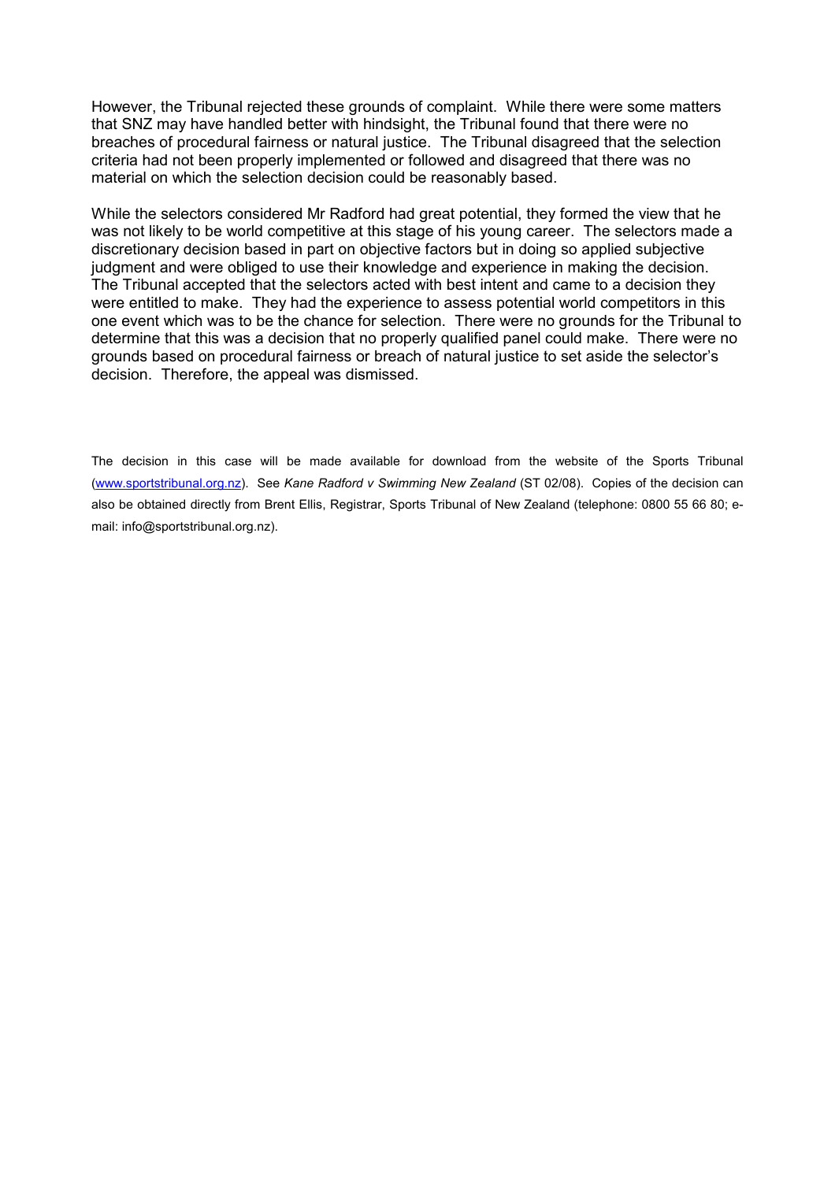However, the Tribunal rejected these grounds of complaint. While there were some matters that SNZ may have handled better with hindsight, the Tribunal found that there were no breaches of procedural fairness or natural justice. The Tribunal disagreed that the selection criteria had not been properly implemented or followed and disagreed that there was no material on which the selection decision could be reasonably based.

While the selectors considered Mr Radford had great potential, they formed the view that he was not likely to be world competitive at this stage of his young career. The selectors made a discretionary decision based in part on objective factors but in doing so applied subjective judgment and were obliged to use their knowledge and experience in making the decision. The Tribunal accepted that the selectors acted with best intent and came to a decision they were entitled to make. They had the experience to assess potential world competitors in this one event which was to be the chance for selection. There were no grounds for the Tribunal to determine that this was a decision that no properly qualified panel could make. There were no grounds based on procedural fairness or breach of natural justice to set aside the selector's decision. Therefore, the appeal was dismissed.

The decision in this case will be made available for download from the website of the Sports Tribunal (www.sportstribunal.org.nz). See *Kane Radford v Swimming New Zealand* (ST 02/08). Copies of the decision can also be obtained directly from Brent Ellis, Registrar, Sports Tribunal of New Zealand (telephone: 0800 55 66 80; e-mail: info@sportstribunal.org.nz).